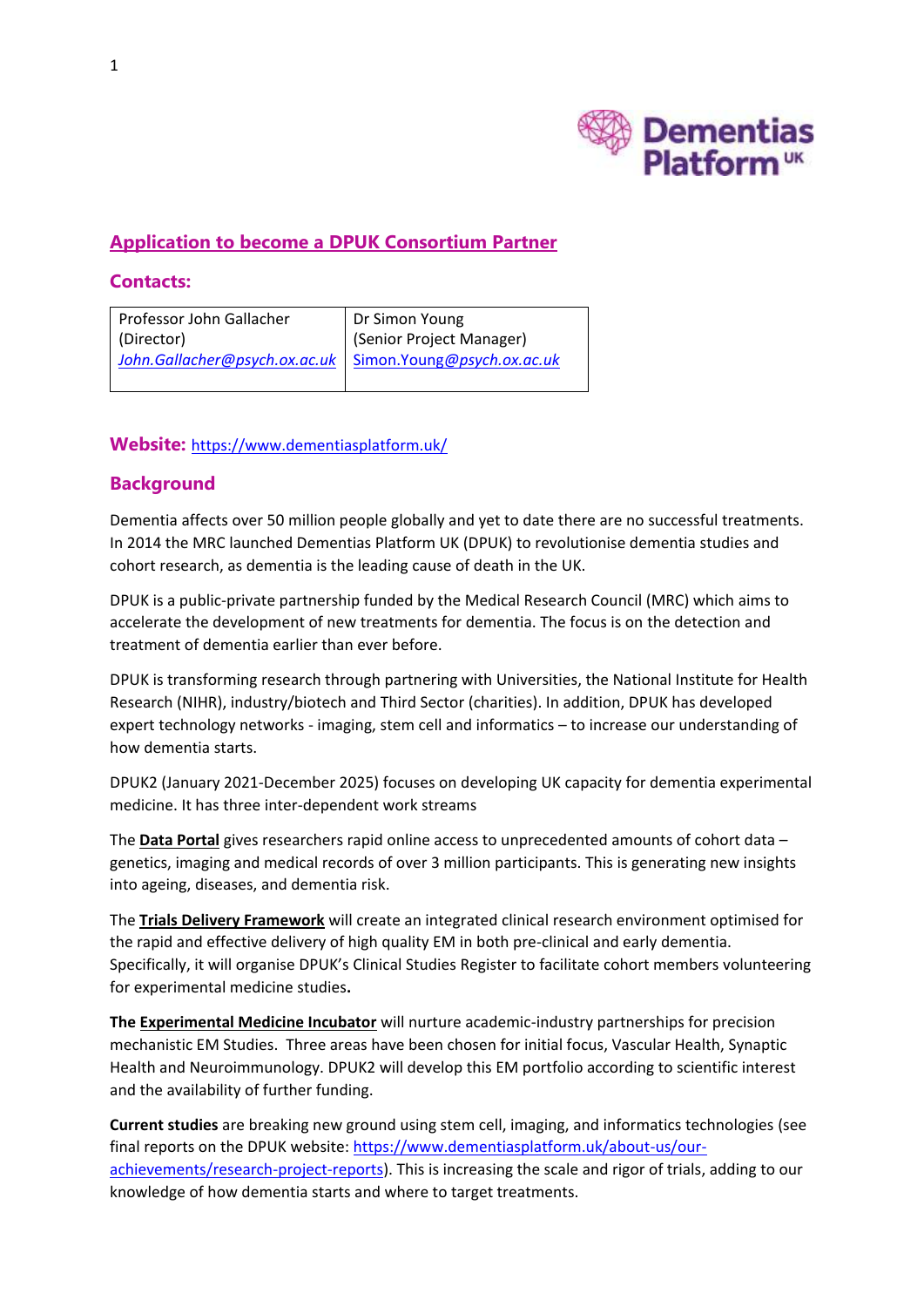## Application to become a DPUK Consortium Partner

### Contacts:

| Professor John Gallacher (Director) *John.Gallacher@psych.ox.ac.uk* | Dr Simon Young (Senior Project Manager) Simon.Young@psych.ox.ac.uk |
| --- | --- |

### Website: https://www.dementiasplatform.uk/

### Background

Dementia affects over 50 million people globally and yet to date there are no successful treatments. In 2014 the MRC launched Dementias Platform UK (DPUK) to revolutionise dementia studies and cohort research, as dementia is the leading cause of death in the UK.

DPUK is a public-private partnership funded by the Medical Research Council (MRC) which aims to accelerate the development of new treatments for dementia. The focus is on the detection and treatment of dementia earlier than ever before.

DPUK is transforming research through partnering with Universities, the National Institute for Health Research (NIHR), industry/biotech and Third Sector (charities). In addition, DPUK has developed expert technology networks - imaging, stem cell and informatics – to increase our understanding of how dementia starts.

DPUK2 (January 2021-December 2025) focuses on developing UK capacity for dementia experimental medicine. It has three inter-dependent work streams

The **Data Portal** gives researchers rapid online access to unprecedented amounts of cohort data – genetics, imaging and medical records of over 3 million participants. This is generating new insights into ageing, diseases, and dementia risk.

The **Trials Delivery Framework** will create an integrated clinical research environment optimised for the rapid and effective delivery of high quality EM in both pre-clinical and early dementia. Specifically, it will organise DPUK's Clinical Studies Register to facilitate cohort members volunteering for experimental medicine studies**.**

**The Experimental Medicine Incubator** will nurture academic-industry partnerships for precision mechanistic EM Studies. Three areas have been chosen for initial focus, Vascular Health, Synaptic Health and Neuroimmunology. DPUK2 will develop this EM portfolio according to scientific interest and the availability of further funding.

**Current studies** are breaking new ground using stem cell, imaging, and informatics technologies (see final reports on the DPUK website: https://www.dementiasplatform.uk/about-us/our-achievements/research-project-reports). This is increasing the scale and rigor of trials, adding to our knowledge of how dementia starts and where to target treatments.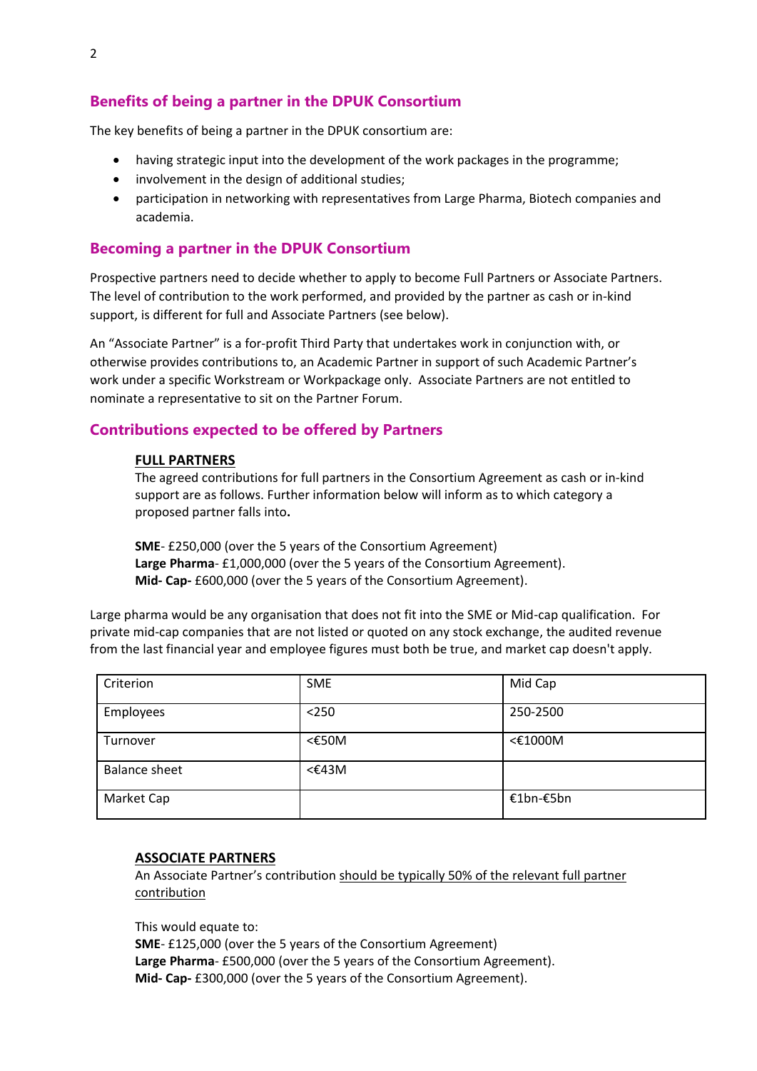## Benefits of being a partner in the DPUK Consortium

The key benefits of being a partner in the DPUK consortium are:

- having strategic input into the development of the work packages in the programme;
- involvement in the design of additional studies;
- participation in networking with representatives from Large Pharma, Biotech companies and academia.

## Becoming a partner in the DPUK Consortium

Prospective partners need to decide whether to apply to become Full Partners or Associate Partners. The level of contribution to the work performed, and provided by the partner as cash or in-kind support, is different for full and Associate Partners (see below).

An "Associate Partner" is a for-profit Third Party that undertakes work in conjunction with, or otherwise provides contributions to, an Academic Partner in support of such Academic Partner's work under a specific Workstream or Workpackage only. Associate Partners are not entitled to nominate a representative to sit on the Partner Forum.

## Contributions expected to be offered by Partners

### FULL PARTNERS

The agreed contributions for full partners in the Consortium Agreement as cash or in-kind support are as follows. Further information below will inform as to which category a proposed partner falls into**.**

**SME**- £250,000 (over the 5 years of the Consortium Agreement)
**Large Pharma**- £1,000,000 (over the 5 years of the Consortium Agreement).
**Mid- Cap-** £600,000 (over the 5 years of the Consortium Agreement).

Large pharma would be any organisation that does not fit into the SME or Mid-cap qualification. For private mid-cap companies that are not listed or quoted on any stock exchange, the audited revenue from the last financial year and employee figures must both be true, and market cap doesn't apply.

| Criterion | SME | Mid Cap |
|---|---|---|
| Employees | <250 | 250-2500 |
| Turnover | <€50M | <€1000M |
| Balance sheet | <€43M | |
| Market Cap | | €1bn-€5bn |

### ASSOCIATE PARTNERS

An Associate Partner's contribution should be typically 50% of the relevant full partner contribution

This would equate to:
**SME**- £125,000 (over the 5 years of the Consortium Agreement)
**Large Pharma**- £500,000 (over the 5 years of the Consortium Agreement).
**Mid- Cap-** £300,000 (over the 5 years of the Consortium Agreement).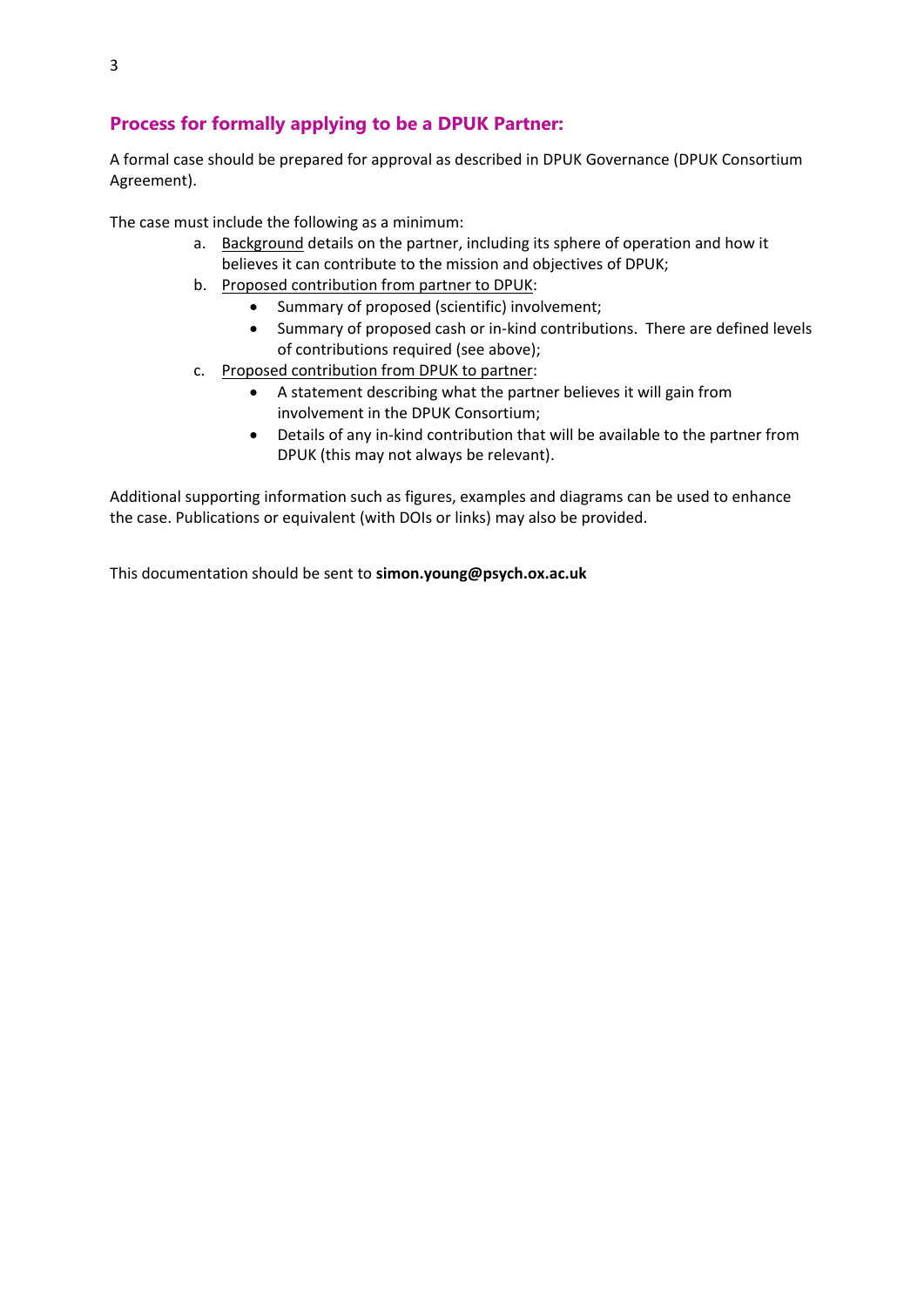## Process for formally applying to be a DPUK Partner:

A formal case should be prepared for approval as described in DPUK Governance (DPUK Consortium Agreement).

The case must include the following as a minimum:

a. Background details on the partner, including its sphere of operation and how it believes it can contribute to the mission and objectives of DPUK;
b. Proposed contribution from partner to DPUK:
    - Summary of proposed (scientific) involvement;
    - Summary of proposed cash or in-kind contributions. There are defined levels of contributions required (see above);
c. Proposed contribution from DPUK to partner:
    - A statement describing what the partner believes it will gain from involvement in the DPUK Consortium;
    - Details of any in-kind contribution that will be available to the partner from DPUK (this may not always be relevant).

Additional supporting information such as figures, examples and diagrams can be used to enhance the case. Publications or equivalent (with DOIs or links) may also be provided.

This documentation should be sent to **simon.young@psych.ox.ac.uk**